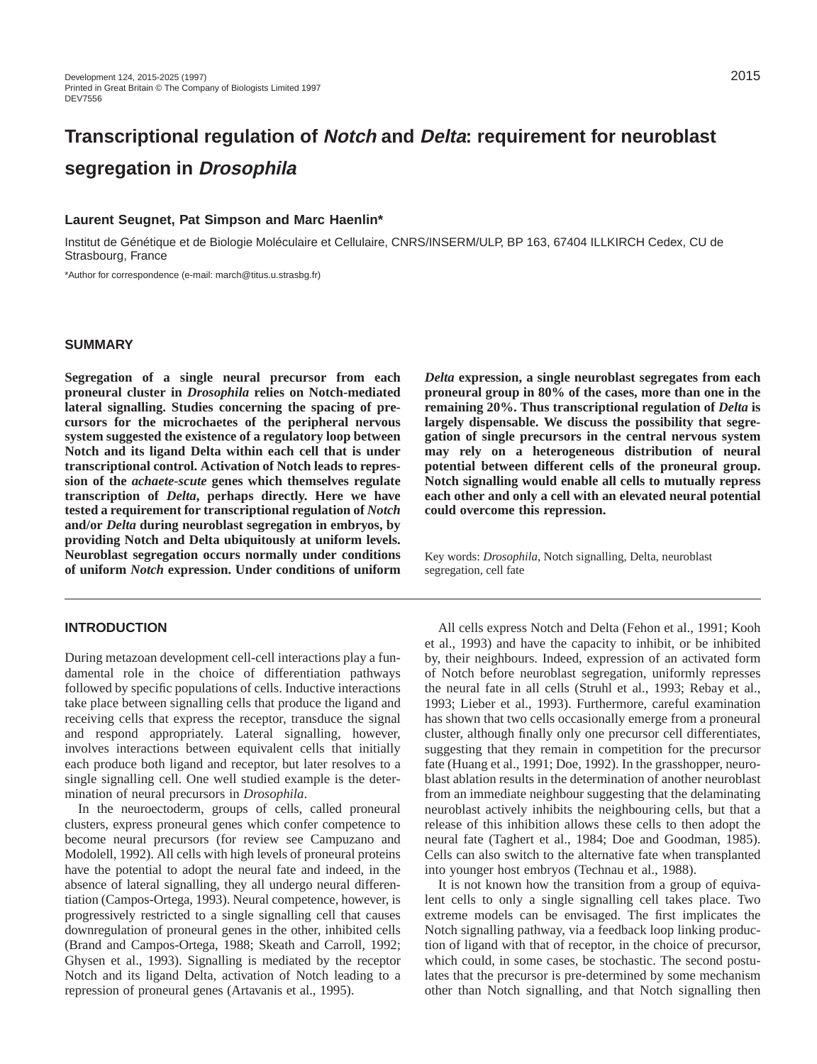# Transcriptional regulation of *Notch* and *Delta*: requirement for neuroblast segregation in *Drosophila*

**Laurent Seugnet, Pat Simpson and Marc Haenlin***

Institut de Génétique et de Biologie Moléculaire et Cellulaire, CNRS/INSERM/ULP, BP 163, 67404 ILLKIRCH Cedex, CU de Strasbourg, France

*Author for correspondence (e-mail: march@titus.u.strasbg.fr)

## SUMMARY

**Segregation of a single neural precursor from each proneural cluster in *Drosophila* relies on Notch-mediated lateral signalling. Studies concerning the spacing of precursors for the microchaetes of the peripheral nervous system suggested the existence of a regulatory loop between Notch and its ligand Delta within each cell that is under transcriptional control. Activation of Notch leads to repression of the *achaete-scute* genes which themselves regulate transcription of *Delta*, perhaps directly. Here we have tested a requirement for transcriptional regulation of *Notch* and/or *Delta* during neuroblast segregation in embryos, by providing Notch and Delta ubiquitously at uniform levels. Neuroblast segregation occurs normally under conditions of uniform *Notch* expression. Under conditions of uniform *Delta* expression, a single neuroblast segregates from each proneural group in 80% of the cases, more than one in the remaining 20%. Thus transcriptional regulation of *Delta* is largely dispensable. We discuss the possibility that segregation of single precursors in the central nervous system may rely on a heterogeneous distribution of neural potential between different cells of the proneural group. Notch signalling would enable all cells to mutually repress each other and only a cell with an elevated neural potential could overcome this repression.**

Key words: *Drosophila*, Notch signalling, Delta, neuroblast segregation, cell fate

## INTRODUCTION

During metazoan development cell-cell interactions play a fundamental role in the choice of differentiation pathways followed by specific populations of cells. Inductive interactions take place between signalling cells that produce the ligand and receiving cells that express the receptor, transduce the signal and respond appropriately. Lateral signalling, however, involves interactions between equivalent cells that initially each produce both ligand and receptor, but later resolves to a single signalling cell. One well studied example is the determination of neural precursors in *Drosophila*.

In the neuroectoderm, groups of cells, called proneural clusters, express proneural genes which confer competence to become neural precursors (for review see Campuzano and Modolell, 1992). All cells with high levels of proneural proteins have the potential to adopt the neural fate and indeed, in the absence of lateral signalling, they all undergo neural differentiation (Campos-Ortega, 1993). Neural competence, however, is progressively restricted to a single signalling cell that causes downregulation of proneural genes in the other, inhibited cells (Brand and Campos-Ortega, 1988; Skeath and Carroll, 1992; Ghysen et al., 1993). Signalling is mediated by the receptor Notch and its ligand Delta, activation of Notch leading to a repression of proneural genes (Artavanis et al., 1995).

All cells express Notch and Delta (Fehon et al., 1991; Kooh et al., 1993) and have the capacity to inhibit, or be inhibited by, their neighbours. Indeed, expression of an activated form of Notch before neuroblast segregation, uniformly represses the neural fate in all cells (Struhl et al., 1993; Rebay et al., 1993; Lieber et al., 1993). Furthermore, careful examination has shown that two cells occasionally emerge from a proneural cluster, although finally only one precursor cell differentiates, suggesting that they remain in competition for the precursor fate (Huang et al., 1991; Doe, 1992). In the grasshopper, neuroblast ablation results in the determination of another neuroblast from an immediate neighbour suggesting that the delaminating neuroblast actively inhibits the neighbouring cells, but that a release of this inhibition allows these cells to then adopt the neural fate (Taghert et al., 1984; Doe and Goodman, 1985). Cells can also switch to the alternative fate when transplanted into younger host embryos (Technau et al., 1988).

It is not known how the transition from a group of equivalent cells to only a single signalling cell takes place. Two extreme models can be envisaged. The first implicates the Notch signalling pathway, via a feedback loop linking production of ligand with that of receptor, in the choice of precursor, which could, in some cases, be stochastic. The second postulates that the precursor is pre-determined by some mechanism other than Notch signalling, and that Notch signalling then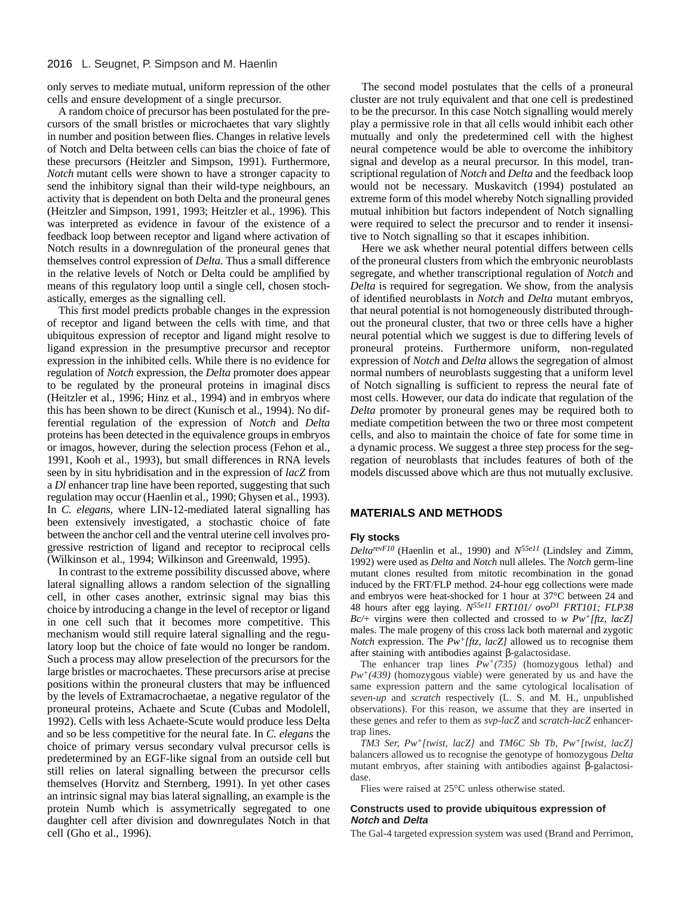only serves to mediate mutual, uniform repression of the other cells and ensure development of a single precursor.

A random choice of precursor has been postulated for the precursors of the small bristles or microchaetes that vary slightly in number and position between flies. Changes in relative levels of Notch and Delta between cells can bias the choice of fate of these precursors (Heitzler and Simpson, 1991). Furthermore, *Notch* mutant cells were shown to have a stronger capacity to send the inhibitory signal than their wild-type neighbours, an activity that is dependent on both Delta and the proneural genes (Heitzler and Simpson, 1991, 1993; Heitzler et al., 1996). This was interpreted as evidence in favour of the existence of a feedback loop between receptor and ligand where activation of Notch results in a downregulation of the proneural genes that themselves control expression of *Delta*. Thus a small difference in the relative levels of Notch or Delta could be amplified by means of this regulatory loop until a single cell, chosen stochastically, emerges as the signalling cell.

This first model predicts probable changes in the expression of receptor and ligand between the cells with time, and that ubiquitous expression of receptor and ligand might resolve to ligand expression in the presumptive precursor and receptor expression in the inhibited cells. While there is no evidence for regulation of *Notch* expression, the *Delta* promoter does appear to be regulated by the proneural proteins in imaginal discs (Heitzler et al., 1996; Hinz et al., 1994) and in embryos where this has been shown to be direct (Kunisch et al., 1994). No differential regulation of the expression of *Notch* and *Delta* proteins has been detected in the equivalence groups in embryos or imagos, however, during the selection process (Fehon et al., 1991, Kooh et al., 1993), but small differences in RNA levels seen by in situ hybridisation and in the expression of *lacZ* from a *Dl* enhancer trap line have been reported, suggesting that such regulation may occur (Haenlin et al., 1990; Ghysen et al., 1993). In *C. elegans*, where LIN-12-mediated lateral signalling has been extensively investigated, a stochastic choice of fate between the anchor cell and the ventral uterine cell involves progressive restriction of ligand and receptor to reciprocal cells (Wilkinson et al., 1994; Wilkinson and Greenwald, 1995).

In contrast to the extreme possibility discussed above, where lateral signalling allows a random selection of the signalling cell, in other cases another, extrinsic signal may bias this choice by introducing a change in the level of receptor or ligand in one cell such that it becomes more competitive. This mechanism would still require lateral signalling and the regulatory loop but the choice of fate would no longer be random. Such a process may allow preselection of the precursors for the large bristles or macrochaetes. These precursors arise at precise positions within the proneural clusters that may be influenced by the levels of Extramacrochaetae, a negative regulator of the proneural proteins, Achaete and Scute (Cubas and Modolell, 1992). Cells with less Achaete-Scute would produce less Delta and so be less competitive for the neural fate. In *C. elegans* the choice of primary versus secondary vulval precursor cells is predetermined by an EGF-like signal from an outside cell but still relies on lateral signalling between the precursor cells themselves (Horvitz and Sternberg, 1991). In yet other cases an intrinsic signal may bias lateral signalling, an example is the protein Numb which is assymetrically segregated to one daughter cell after division and downregulates Notch in that cell (Gho et al., 1996).

The second model postulates that the cells of a proneural cluster are not truly equivalent and that one cell is predestined to be the precursor. In this case Notch signalling would merely play a permissive role in that all cells would inhibit each other mutually and only the predetermined cell with the highest neural competence would be able to overcome the inhibitory signal and develop as a neural precursor. In this model, transcriptional regulation of *Notch* and *Delta* and the feedback loop would not be necessary. Muskavitch (1994) postulated an extreme form of this model whereby Notch signalling provided mutual inhibition but factors independent of Notch signalling were required to select the precursor and to render it insensitive to Notch signalling so that it escapes inhibition.

Here we ask whether neural potential differs between cells of the proneural clusters from which the embryonic neuroblasts segregate, and whether transcriptional regulation of *Notch* and *Delta* is required for segregation. We show, from the analysis of identified neuroblasts in *Notch* and *Delta* mutant embryos, that neural potential is not homogeneously distributed throughout the proneural cluster, that two or three cells have a higher neural potential which we suggest is due to differing levels of proneural proteins. Furthermore uniform, non-regulated expression of *Notch* and *Delta* allows the segregation of almost normal numbers of neuroblasts suggesting that a uniform level of Notch signalling is sufficient to repress the neural fate of most cells. However, our data do indicate that regulation of the *Delta* promoter by proneural genes may be required both to mediate competition between the two or three most competent cells, and also to maintain the choice of fate for some time in a dynamic process. We suggest a three step process for the segregation of neuroblasts that includes features of both of the models discussed above which are thus not mutually exclusive.

## MATERIALS AND METHODS

### Fly stocks

*Delta*$^{revF10}$ (Haenlin et al., 1990) and *N*$^{55e11}$ (Lindsley and Zimm, 1992) were used as *Delta* and *Notch* null alleles. The *Notch* germ-line mutant clones resulted from mitotic recombination in the gonad induced by the FRT/FLP method. 24-hour egg collections were made and embryos were heat-shocked for 1 hour at 37°C between 24 and 48 hours after egg laying. *N*$^{55e11}$ *FRT101/ ovo*$^{D1}$ *FRT101; FLP38 Bc/+* virgins were then collected and crossed to *w Pw*$^{+}$*[ftz, lacZ]* males. The male progeny of this cross lack both maternal and zygotic *Notch* expression. The *Pw*$^{+}$*[ftz, lacZ]* allowed us to recognise them after staining with antibodies against β-galactosidase.

The enhancer trap lines *Pw*$^{+}$*(735)* (homozygous lethal) and *Pw*$^{+}$*(439)* (homozygous viable) were generated by us and have the same expression pattern and the same cytological localisation of *seven-up* and *scratch* respectively (L. S. and M. H., unpublished observations). For this reason, we assume that they are inserted in these genes and refer to them as *svp-lacZ* and *scratch-lacZ* enhancer-trap lines.

*TM3 Ser, Pw*$^{+}$*[twist, lacZ]* and *TM6C Sb Tb, Pw*$^{+}$*[twist, lacZ]* balancers allowed us to recognise the genotype of homozygous *Delta* mutant embryos, after staining with antibodies against β-galactosidase.

Flies were raised at 25°C unless otherwise stated.

### Constructs used to provide ubiquitous expression of *Notch* and *Delta*

The Gal-4 targeted expression system was used (Brand and Perrimon,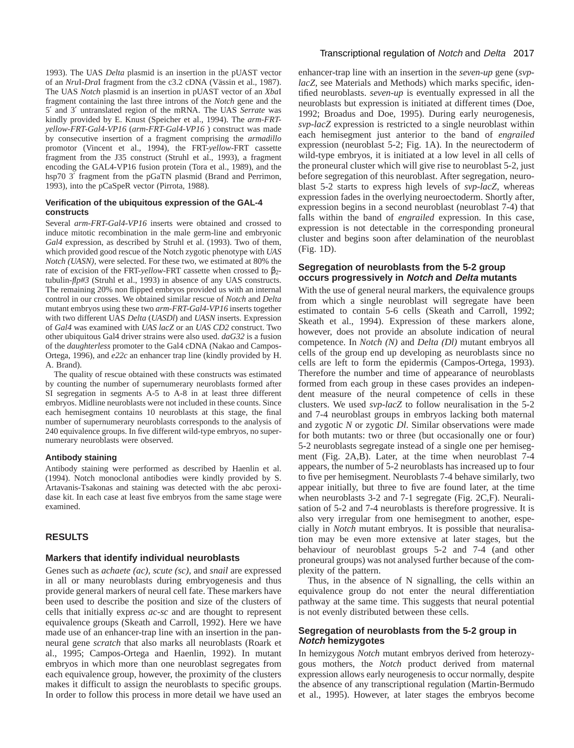1993). The UAS *Delta* plasmid is an insertion in the pUAST vector of an *Nru*I-*Dra*I fragment from the c3.2 cDNA (Vässin et al., 1987). The UAS *Notch* plasmid is an insertion in pUAST vector of an *Xba*I fragment containing the last three introns of the *Notch* gene and the 5′ and 3′ untranslated region of the mRNA. The UAS *Serrate* was kindly provided by E. Knust (Speicher et al., 1994). The *arm-FRT-yellow-FRT-Gal4-VP16* (*arm-FRT-Gal4-VP16* ) construct was made by consecutive insertion of a fragment comprising the *armadillo* promotor (Vincent et al., 1994), the FRT-*yellow*-FRT cassette fragment from the J35 construct (Struhl et al., 1993), a fragment encoding the GAL4-VP16 fusion protein (Tora et al., 1989), and the hsp70 3′ fragment from the pGaTN plasmid (Brand and Perrimon, 1993), into the pCaSpeR vector (Pirrota, 1988).

### Verification of the ubiquitous expression of the GAL-4 constructs

Several *arm-FRT-Gal4-VP16* inserts were obtained and crossed to induce mitotic recombination in the male germ-line and embryonic *Gal4* expression, as described by Struhl et al. (1993). Two of them, which provided good rescue of the Notch zygotic phenotype with *UAS Notch (UASN),* were selected. For these two, we estimated at 80% the rate of excision of the FRT-*yellow*-FRT cassette when crossed to $\beta_2$-tubulin-*flp#3* (Struhl et al., 1993) in absence of any UAS constructs. The remaining 20% non flipped embryos provided us with an internal control in our crosses. We obtained similar rescue of *Notch* and *Delta* mutant embryos using these two *arm-FRT-Gal4-VP16* inserts together with two different UAS *Delta* (*UASDl*) and *UASN* inserts. Expression of *Gal4* was examined with *UAS lacZ* or an *UAS CD2* construct. Two other ubiquitous Gal4 driver strains were also used. *daG32* is a fusion of the *daughterless* promoter to the Gal4 cDNA (Nakao and Campos-Ortega, 1996), and *e22c* an enhancer trap line (kindly provided by H. A. Brand).

The quality of rescue obtained with these constructs was estimated by counting the number of supernumerary neuroblasts formed after SI segregation in segments A-5 to A-8 in at least three different embryos. Midline neuroblasts were not included in these counts. Since each hemisegment contains 10 neuroblasts at this stage, the final number of supernumerary neuroblasts corresponds to the analysis of 240 equivalence groups. In five different wild-type embryos, no supernumerary neuroblasts were observed.

### Antibody staining

Antibody staining were performed as described by Haenlin et al. (1994). Notch monoclonal antibodies were kindly provided by S. Artavanis-Tsakonas and staining was detected with the abc peroxidase kit. In each case at least five embryos from the same stage were examined.

## RESULTS

### Markers that identify individual neuroblasts

Genes such as *achaete (ac)*, *scute (sc)*, and *snail* are expressed in all or many neuroblasts during embryogenesis and thus provide general markers of neural cell fate. These markers have been used to describe the position and size of the clusters of cells that initially express *ac-sc* and are thought to represent equivalence groups (Skeath and Carroll, 1992). Here we have made use of an enhancer-trap line with an insertion in the panneural gene *scratch* that also marks all neuroblasts (Roark et al., 1995; Campos-Ortega and Haenlin, 1992). In mutant embryos in which more than one neuroblast segregates from each equivalence group, however, the proximity of the clusters makes it difficult to assign the neuroblasts to specific groups. In order to follow this process in more detail we have used an enhancer-trap line with an insertion in the *seven-up* gene (*svp-lacZ,* see Materials and Methods) which marks specific, identified neuroblasts. *seven-up* is eventually expressed in all the neuroblasts but expression is initiated at different times (Doe, 1992; Broadus and Doe, 1995). During early neurogenesis, *svp-lacZ* expression is restricted to a single neuroblast within each hemisegment just anterior to the band of *engrailed* expression (neuroblast 5-2; Fig. 1A). In the neurectoderm of wild-type embryos, it is initiated at a low level in all cells of the proneural cluster which will give rise to neuroblast 5-2, just before segregation of this neuroblast. After segregation, neuroblast 5-2 starts to express high levels of *svp-lacZ*, whereas expression fades in the overlying neuroectoderm. Shortly after, expression begins in a second neuroblast (neuroblast 7-4) that falls within the band of *engrailed* expression. In this case, expression is not detectable in the corresponding proneural cluster and begins soon after delamination of the neuroblast (Fig. 1D).

### Segregation of neuroblasts from the 5-2 group occurs progressively in *Notch* and *Delta* mutants

With the use of general neural markers, the equivalence groups from which a single neuroblast will segregate have been estimated to contain 5-6 cells (Skeath and Carroll, 1992; Skeath et al., 1994). Expression of these markers alone, however, does not provide an absolute indication of neural competence. In *Notch (N)* and *Delta (Dl)* mutant embryos all cells of the group end up developing as neuroblasts since no cells are left to form the epidermis (Campos-Ortega, 1993). Therefore the number and time of appearance of neuroblasts formed from each group in these cases provides an independent measure of the neural competence of cells in these clusters. We used *svp-lacZ* to follow neuralisation in the 5-2 and 7-4 neuroblast groups in embryos lacking both maternal and zygotic *N* or zygotic *Dl*. Similar observations were made for both mutants: two or three (but occasionally one or four) 5-2 neuroblasts segregate instead of a single one per hemisegment (Fig. 2A,B). Later, at the time when neuroblast 7-4 appears, the number of 5-2 neuroblasts has increased up to four to five per hemisegment. Neuroblasts 7-4 behave similarly, two appear initially, but three to five are found later, at the time when neuroblasts 3-2 and 7-1 segregate (Fig. 2C,F). Neuralisation of 5-2 and 7-4 neuroblasts is therefore progressive. It is also very irregular from one hemisegment to another, especially in *Notch* mutant embryos. It is possible that neuralisation may be even more extensive at later stages, but the behaviour of neuroblast groups 5-2 and 7-4 (and other proneural groups) was not analysed further because of the complexity of the pattern.

Thus, in the absence of N signalling, the cells within an equivalence group do not enter the neural differentiation pathway at the same time. This suggests that neural potential is not evenly distributed between these cells.

### Segregation of neuroblasts from the 5-2 group in *Notch* hemizygotes

In hemizygous *Notch* mutant embryos derived from heterozygous mothers, the *Notch* product derived from maternal expression allows early neurogenesis to occur normally, despite the absence of any transcriptional regulation (Martin-Bermudo et al., 1995). However, at later stages the embryos become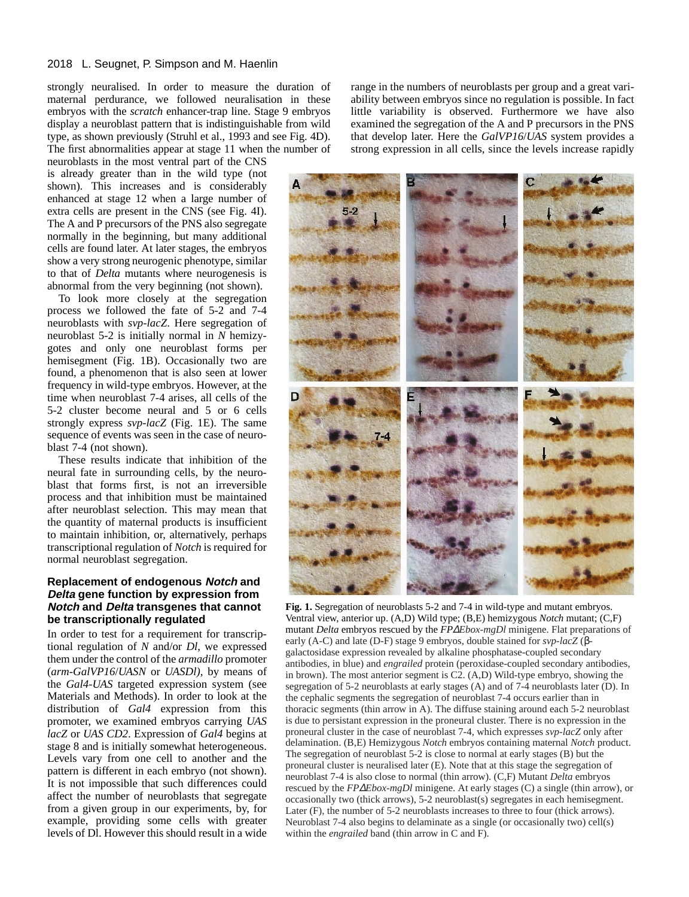strongly neuralised. In order to measure the duration of maternal perdurance, we followed neuralisation in these embryos with the *scratch* enhancer-trap line. Stage 9 embryos display a neuroblast pattern that is indistinguishable from wild type, as shown previously (Struhl et al., 1993 and see Fig. 4D). The first abnormalities appear at stage 11 when the number of neuroblasts in the most ventral part of the CNS is already greater than in the wild type (not shown). This increases and is considerably enhanced at stage 12 when a large number of extra cells are present in the CNS (see Fig. 4I). The A and P precursors of the PNS also segregate normally in the beginning, but many additional cells are found later. At later stages, the embryos show a very strong neurogenic phenotype, similar to that of *Delta* mutants where neurogenesis is abnormal from the very beginning (not shown).

To look more closely at the segregation process we followed the fate of 5-2 and 7-4 neuroblasts with *svp-lacZ*. Here segregation of neuroblast 5-2 is initially normal in *N* hemizygotes and only one neuroblast forms per hemisegment (Fig. 1B). Occasionally two are found, a phenomenon that is also seen at lower frequency in wild-type embryos. However, at the time when neuroblast 7-4 arises, all cells of the 5-2 cluster become neural and 5 or 6 cells strongly express *svp-lacZ* (Fig. 1E). The same sequence of events was seen in the case of neuroblast 7-4 (not shown).

These results indicate that inhibition of the neural fate in surrounding cells, by the neuroblast that forms first, is not an irreversible process and that inhibition must be maintained after neuroblast selection. This may mean that the quantity of maternal products is insufficient to maintain inhibition, or, alternatively, perhaps transcriptional regulation of *Notch* is required for normal neuroblast segregation.

## Replacement of endogenous *Notch* and *Delta* gene function by expression from *Notch* and *Delta* transgenes that cannot be transcriptionally regulated

In order to test for a requirement for transcriptional regulation of *N* and/or *Dl*, we expressed them under the control of the *armadillo* promoter (*arm-GalVP16*/*UASN* or *UASDl)*, by means of the *Gal4-UAS* targeted expression system (see Materials and Methods). In order to look at the distribution of *Gal4* expression from this promoter, we examined embryos carrying *UAS lacZ* or *UAS CD2*. Expression of *Gal4* begins at stage 8 and is initially somewhat heterogeneous. Levels vary from one cell to another and the pattern is different in each embryo (not shown). It is not impossible that such differences could affect the number of neuroblasts that segregate from a given group in our experiments, by, for example, providing some cells with greater levels of Dl. However this should result in a wide range in the numbers of neuroblasts per group and a great variability between embryos since no regulation is possible. In fact little variability is observed. Furthermore we have also examined the segregation of the A and P precursors in the PNS that develop later. Here the *GalVP16*/*UAS* system provides a strong expression in all cells, since the levels increase rapidly

**Fig. 1.** Segregation of neuroblasts 5-2 and 7-4 in wild-type and mutant embryos. Ventral view, anterior up. (A,D) Wild type; (B,E) hemizygous *Notch* mutant; (C,F) mutant *Delta* embryos rescued by the *FPΔEbox-mgDl* minigene. Flat preparations of early (A-C) and late (D-F) stage 9 embryos, double stained for *svp-lacZ* (β-galactosidase expression revealed by alkaline phosphatase-coupled secondary antibodies, in blue) and *engrailed* protein (peroxidase-coupled secondary antibodies, in brown). The most anterior segment is C2. (A,D) Wild-type embryo, showing the segregation of 5-2 neuroblasts at early stages (A) and of 7-4 neuroblasts later (D). In the cephalic segments the segregation of neuroblast 7-4 occurs earlier than in thoracic segments (thin arrow in A). The diffuse staining around each 5-2 neuroblast is due to persistant expression in the proneural cluster. There is no expression in the proneural cluster in the case of neuroblast 7-4, which expresses *svp-lacZ* only after delamination. (B,E) Hemizygous *Notch* embryos containing maternal *Notch* product. The segregation of neuroblast 5-2 is close to normal at early stages (B) but the proneural cluster is neuralised later (E). Note that at this stage the segregation of neuroblast 7-4 is also close to normal (thin arrow). (C,F) Mutant *Delta* embryos rescued by the *FPΔEbox-mgDl* minigene. At early stages (C) a single (thin arrow), or occasionally two (thick arrows), 5-2 neuroblast(s) segregates in each hemisegment. Later (F), the number of 5-2 neuroblasts increases to three to four (thick arrows). Neuroblast 7-4 also begins to delaminate as a single (or occasionally two) cell(s) within the *engrailed* band (thin arrow in C and F).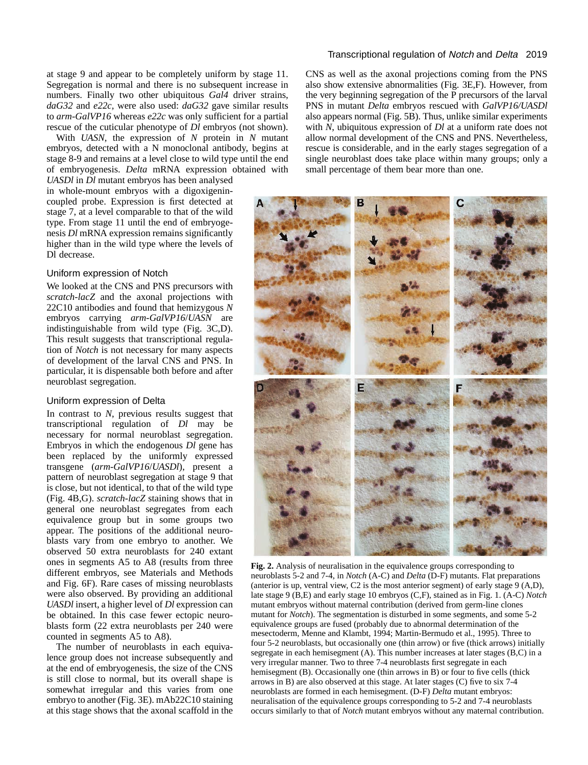at stage 9 and appear to be completely uniform by stage 11. Segregation is normal and there is no subsequent increase in numbers. Finally two other ubiquitous *Gal4* driver strains, *daG32* and *e22c*, were also used: *daG32* gave similar results to *arm-GalVP16* whereas *e22c* was only sufficient for a partial rescue of the cuticular phenotype of *Dl* embryos (not shown).

With *UASN*, the expression of *N* protein in *N* mutant embryos, detected with a N monoclonal antibody, begins at stage 8-9 and remains at a level close to wild type until the end of embryogenesis. *Delta* mRNA expression obtained with *UASDl* in *Dl* mutant embryos has been analysed in whole-mount embryos with a digoxigenin-coupled probe. Expression is first detected at stage 7, at a level comparable to that of the wild type. From stage 11 until the end of embryogenesis *Dl* mRNA expression remains significantly higher than in the wild type where the levels of Dl decrease.

## Uniform expression of Notch

We looked at the CNS and PNS precursors with *scratch-lacZ* and the axonal projections with 22C10 antibodies and found that hemizygous *N* embryos carrying *arm-GalVP16*/*UASN* are indistinguishable from wild type (Fig. 3C,D). This result suggests that transcriptional regulation of *Notch* is not necessary for many aspects of development of the larval CNS and PNS. In particular, it is dispensable both before and after neuroblast segregation.

## Uniform expression of Delta

In contrast to *N*, previous results suggest that transcriptional regulation of *Dl* may be necessary for normal neuroblast segregation. Embryos in which the endogenous *Dl* gene has been replaced by the uniformly expressed transgene (*arm-GalVP16*/*UASDl*), present a pattern of neuroblast segregation at stage 9 that is close, but not identical, to that of the wild type (Fig. 4B,G). *scratch-lacZ* staining shows that in general one neuroblast segregates from each equivalence group but in some groups two appear. The positions of the additional neuroblasts vary from one embryo to another. We observed 50 extra neuroblasts for 240 extant ones in segments A5 to A8 (results from three different embryos, see Materials and Methods and Fig. 6F). Rare cases of missing neuroblasts were also observed. By providing an additional *UASDl* insert, a higher level of *Dl* expression can be obtained. In this case fewer ectopic neuroblasts form (22 extra neuroblasts per 240 were counted in segments A5 to A8).

The number of neuroblasts in each equivalence group does not increase subsequently and at the end of embryogenesis, the size of the CNS is still close to normal, but its overall shape is somewhat irregular and this varies from one embryo to another (Fig. 3E). mAb22C10 staining at this stage shows that the axonal scaffold in the CNS as well as the axonal projections coming from the PNS also show extensive abnormalities (Fig. 3E,F). However, from the very beginning segregation of the P precursors of the larval PNS in mutant *Delta* embryos rescued with *GalVP16/UASDl* also appears normal (Fig. 5B). Thus, unlike similar experiments with *N*, ubiquitous expression of *Dl* at a uniform rate does not allow normal development of the CNS and PNS. Nevertheless, rescue is considerable, and in the early stages segregation of a single neuroblast does take place within many groups; only a small percentage of them bear more than one.

**Fig. 2.** Analysis of neuralisation in the equivalence groups corresponding to neuroblasts 5-2 and 7-4, in *Notch* (A-C) and *Delta* (D-F) mutants. Flat preparations (anterior is up, ventral view, C2 is the most anterior segment) of early stage 9 (A,D), late stage 9 (B,E) and early stage 10 embryos (C,F), stained as in Fig. 1. (A-C) *Notch* mutant embryos without maternal contribution (derived from germ-line clones mutant for *Notch*). The segmentation is disturbed in some segments, and some 5-2 equivalence groups are fused (probably due to abnormal determination of the mesectoderm, Menne and Klambt, 1994; Martin-Bermudo et al., 1995). Three to four 5-2 neuroblasts, but occasionally one (thin arrow) or five (thick arrows) initially segregate in each hemisegment (A). This number increases at later stages (B,C) in a very irregular manner. Two to three 7-4 neuroblasts first segregate in each hemisegment (B). Occasionally one (thin arrows in B) or four to five cells (thick arrows in B) are also observed at this stage. At later stages (C) five to six 7-4 neuroblasts are formed in each hemisegment. (D-F) *Delta* mutant embryos: neuralisation of the equivalence groups corresponding to 5-2 and 7-4 neuroblasts occurs similarly to that of *Notch* mutant embryos without any maternal contribution.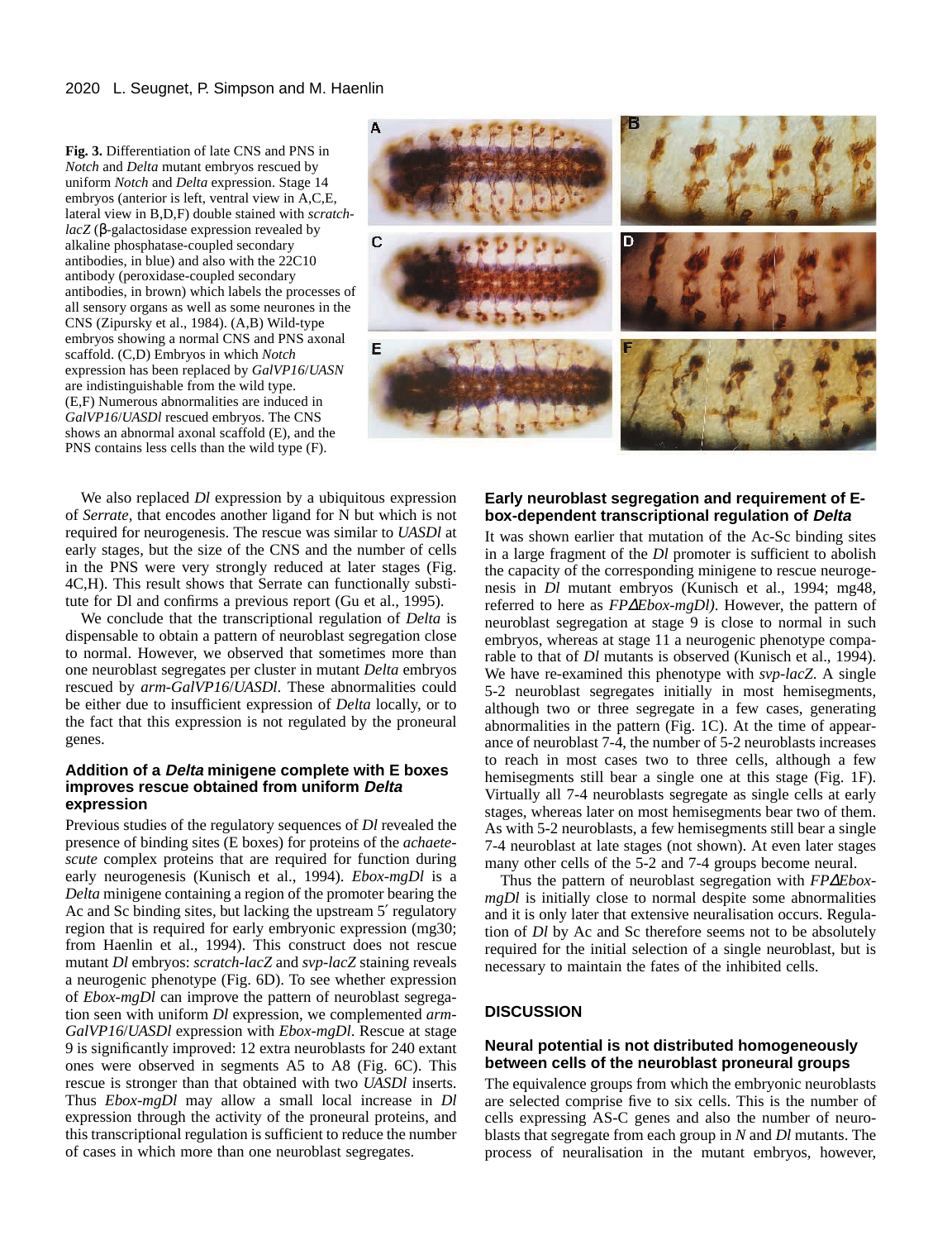**Fig. 3.** Differentiation of late CNS and PNS in *Notch* and *Delta* mutant embryos rescued by uniform *Notch* and *Delta* expression. Stage 14 embryos (anterior is left, ventral view in A,C,E, lateral view in B,D,F) double stained with *scratch-lacZ* (β-galactosidase expression revealed by alkaline phosphatase-coupled secondary antibodies, in blue) and also with the 22C10 antibody (peroxidase-coupled secondary antibodies, in brown) which labels the processes of all sensory organs as well as some neurones in the CNS (Zipursky et al., 1984). (A,B) Wild-type embryos showing a normal CNS and PNS axonal scaffold. (C,D) Embryos in which *Notch* expression has been replaced by *GalVP16*/*UASN* are indistinguishable from the wild type. (E,F) Numerous abnormalities are induced in *GalVP16*/*UASDl* rescued embryos. The CNS shows an abnormal axonal scaffold (E), and the PNS contains less cells than the wild type (F).

We also replaced *Dl* expression by a ubiquitous expression of *Serrate*, that encodes another ligand for N but which is not required for neurogenesis. The rescue was similar to *UASDl* at early stages, but the size of the CNS and the number of cells in the PNS were very strongly reduced at later stages (Fig. 4C,H). This result shows that Serrate can functionally substitute for Dl and confirms a previous report (Gu et al., 1995).

We conclude that the transcriptional regulation of *Delta* is dispensable to obtain a pattern of neuroblast segregation close to normal. However, we observed that sometimes more than one neuroblast segregates per cluster in mutant *Delta* embryos rescued by *arm-GalVP16*/*UASDl*. These abnormalities could be either due to insufficient expression of *Delta* locally, or to the fact that this expression is not regulated by the proneural genes.

### Addition of a *Delta* minigene complete with E boxes improves rescue obtained from uniform *Delta* expression

Previous studies of the regulatory sequences of *Dl* revealed the presence of binding sites (E boxes) for proteins of the *achaete-scute* complex proteins that are required for function during early neurogenesis (Kunisch et al., 1994). *Ebox-mgDl* is a *Delta* minigene containing a region of the promoter bearing the Ac and Sc binding sites, but lacking the upstream 5′ regulatory region that is required for early embryonic expression (mg30; from Haenlin et al., 1994). This construct does not rescue mutant *Dl* embryos: *scratch-lacZ* and *svp-lacZ* staining reveals a neurogenic phenotype (Fig. 6D). To see whether expression of *Ebox-mgDl* can improve the pattern of neuroblast segregation seen with uniform *Dl* expression, we complemented *arm-GalVP16*/*UASDl* expression with *Ebox-mgDl*. Rescue at stage 9 is significantly improved: 12 extra neuroblasts for 240 extant ones were observed in segments A5 to A8 (Fig. 6C). This rescue is stronger than that obtained with two *UASDl* inserts. Thus *Ebox-mgDl* may allow a small local increase in *Dl* expression through the activity of the proneural proteins, and this transcriptional regulation is sufficient to reduce the number of cases in which more than one neuroblast segregates.

### Early neuroblast segregation and requirement of E-box-dependent transcriptional regulation of *Delta*

It was shown earlier that mutation of the Ac-Sc binding sites in a large fragment of the *Dl* promoter is sufficient to abolish the capacity of the corresponding minigene to rescue neurogenesis in *Dl* mutant embryos (Kunisch et al., 1994; mg48, referred to here as *FPΔEbox-mgDl)*. However, the pattern of neuroblast segregation at stage 9 is close to normal in such embryos, whereas at stage 11 a neurogenic phenotype comparable to that of *Dl* mutants is observed (Kunisch et al., 1994). We have re-examined this phenotype with *svp-lacZ*. A single 5-2 neuroblast segregates initially in most hemisegments, although two or three segregate in a few cases, generating abnormalities in the pattern (Fig. 1C). At the time of appearance of neuroblast 7-4, the number of 5-2 neuroblasts increases to reach in most cases two to three cells, although a few hemisegments still bear a single one at this stage (Fig. 1F). Virtually all 7-4 neuroblasts segregate as single cells at early stages, whereas later on most hemisegments bear two of them. As with 5-2 neuroblasts, a few hemisegments still bear a single 7-4 neuroblast at late stages (not shown). At even later stages many other cells of the 5-2 and 7-4 groups become neural.

Thus the pattern of neuroblast segregation with *FPΔEbox-mgDl* is initially close to normal despite some abnormalities and it is only later that extensive neuralisation occurs. Regulation of *Dl* by Ac and Sc therefore seems not to be absolutely required for the initial selection of a single neuroblast, but is necessary to maintain the fates of the inhibited cells.

## DISCUSSION

### Neural potential is not distributed homogeneously between cells of the neuroblast proneural groups

The equivalence groups from which the embryonic neuroblasts are selected comprise five to six cells. This is the number of cells expressing AS-C genes and also the number of neuroblasts that segregate from each group in *N* and *Dl* mutants. The process of neuralisation in the mutant embryos, however,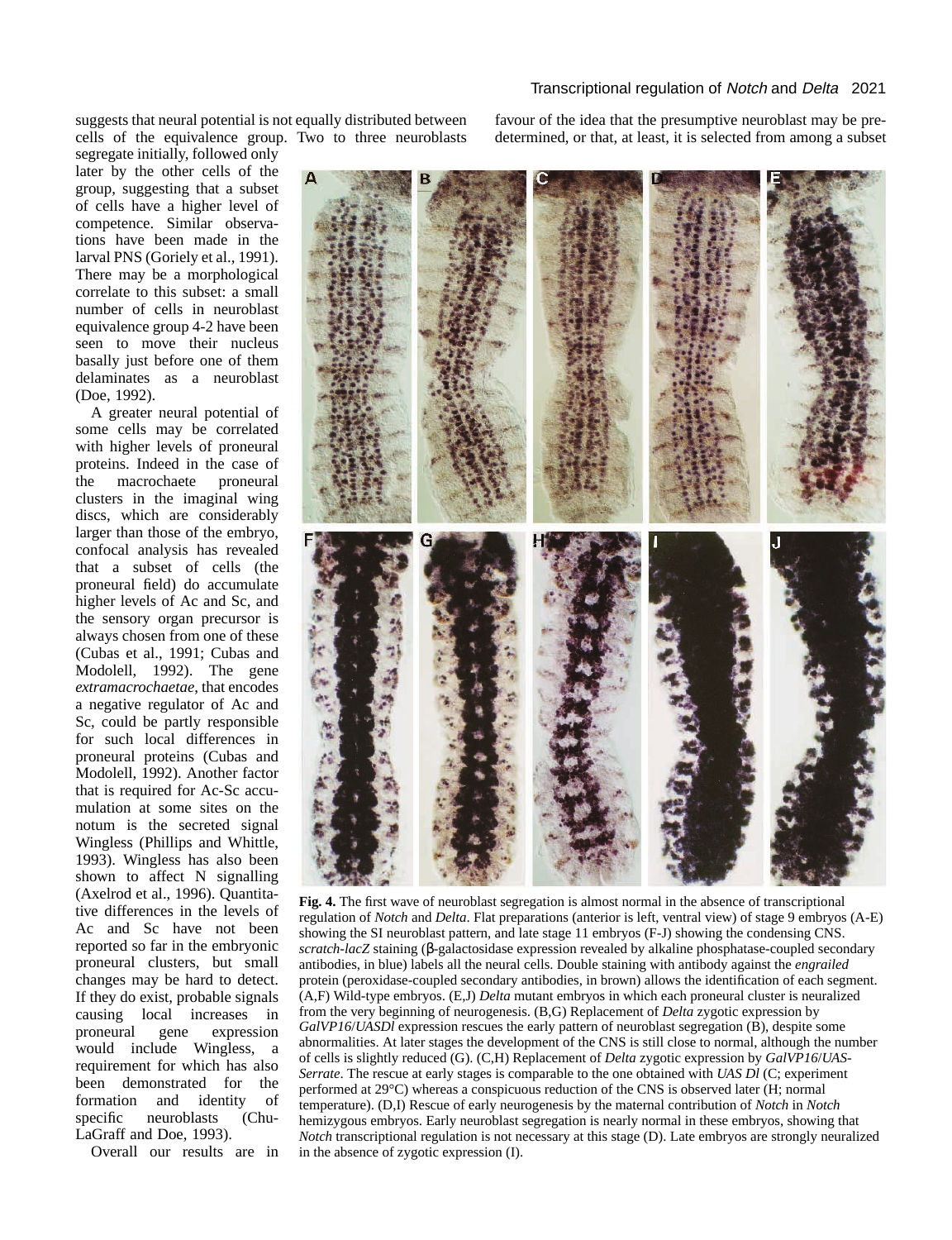suggests that neural potential is not equally distributed between cells of the equivalence group. Two to three neuroblasts segregate initially, followed only later by the other cells of the group, suggesting that a subset of cells have a higher level of competence. Similar observations have been made in the larval PNS (Goriely et al., 1991). There may be a morphological correlate to this subset: a small number of cells in neuroblast equivalence group 4-2 have been seen to move their nucleus basally just before one of them delaminates as a neuroblast (Doe, 1992).

A greater neural potential of some cells may be correlated with higher levels of proneural proteins. Indeed in the case of the macrochaete proneural clusters in the imaginal wing discs, which are considerably larger than those of the embryo, confocal analysis has revealed that a subset of cells (the proneural field) do accumulate higher levels of Ac and Sc, and the sensory organ precursor is always chosen from one of these (Cubas et al., 1991; Cubas and Modolell, 1992). The gene *extramacrochaetae*, that encodes a negative regulator of Ac and Sc, could be partly responsible for such local differences in proneural proteins (Cubas and Modolell, 1992). Another factor that is required for Ac-Sc accumulation at some sites on the notum is the secreted signal Wingless (Phillips and Whittle, 1993). Wingless has also been shown to affect N signalling (Axelrod et al., 1996). Quantitative differences in the levels of Ac and Sc have not been reported so far in the embryonic proneural clusters, but small changes may be hard to detect. If they do exist, probable signals causing local increases in proneural gene expression would include Wingless, a requirement for which has also been demonstrated for the formation and identity of specific neuroblasts (Chu-LaGraff and Doe, 1993).

Overall our results are in favour of the idea that the presumptive neuroblast may be predetermined, or that, at least, it is selected from among a subset

**Fig. 4.** The first wave of neuroblast segregation is almost normal in the absence of transcriptional regulation of *Notch* and *Delta*. Flat preparations (anterior is left, ventral view) of stage 9 embryos (A-E) showing the SI neuroblast pattern, and late stage 11 embryos (F-J) showing the condensing CNS. *scratch-lacZ* staining (β-galactosidase expression revealed by alkaline phosphatase-coupled secondary antibodies, in blue) labels all the neural cells. Double staining with antibody against the *engrailed* protein (peroxidase-coupled secondary antibodies, in brown) allows the identification of each segment. (A,F) Wild-type embryos. (E,J) *Delta* mutant embryos in which each proneural cluster is neuralized from the very beginning of neurogenesis. (B,G) Replacement of *Delta* zygotic expression by *GalVP16*/*UASDl* expression rescues the early pattern of neuroblast segregation (B), despite some abnormalities. At later stages the development of the CNS is still close to normal, although the number of cells is slightly reduced (G). (C,H) Replacement of *Delta* zygotic expression by *GalVP16*/*UAS-Serrate*. The rescue at early stages is comparable to the one obtained with *UAS Dl* (C; experiment performed at 29°C) whereas a conspicuous reduction of the CNS is observed later (H; normal temperature). (D,I) Rescue of early neurogenesis by the maternal contribution of *Notch* in *Notch* hemizygous embryos. Early neuroblast segregation is nearly normal in these embryos, showing that *Notch* transcriptional regulation is not necessary at this stage (D). Late embryos are strongly neuralized in the absence of zygotic expression (I).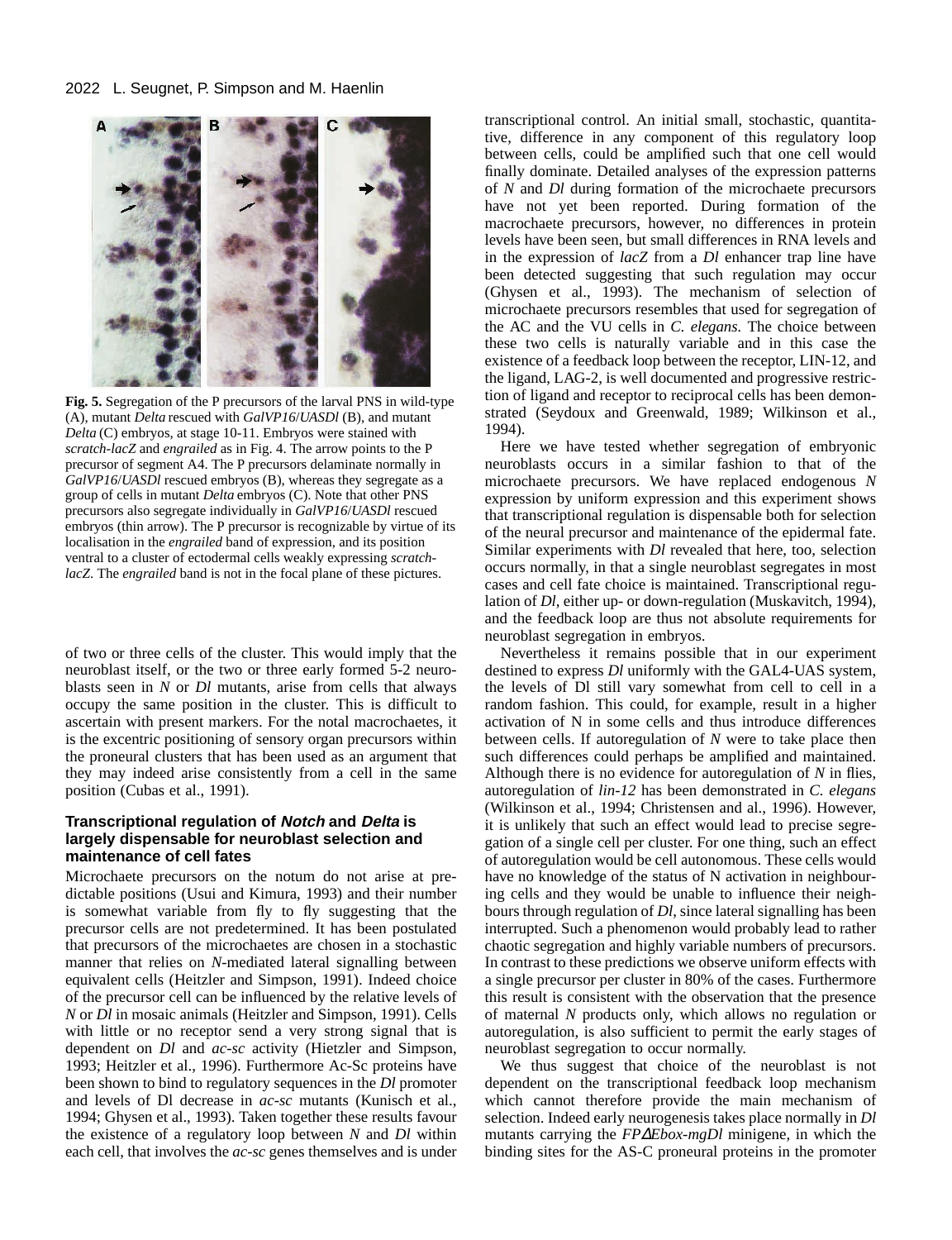**Fig. 5.** Segregation of the P precursors of the larval PNS in wild-type (A), mutant *Delta* rescued with *GalVP16*/*UASDl* (B), and mutant *Delta* (C) embryos, at stage 10-11. Embryos were stained with *scratch-lacZ* and *engrailed* as in Fig. 4. The arrow points to the P precursor of segment A4. The P precursors delaminate normally in *GalVP16*/*UASDl* rescued embryos (B), whereas they segregate as a group of cells in mutant *Delta* embryos (C). Note that other PNS precursors also segregate individually in *GalVP16*/*UASDl* rescued embryos (thin arrow). The P precursor is recognizable by virtue of its localisation in the *engrailed* band of expression, and its position ventral to a cluster of ectodermal cells weakly expressing *scratch-lacZ*. The *engrailed* band is not in the focal plane of these pictures.

of two or three cells of the cluster. This would imply that the neuroblast itself, or the two or three early formed 5-2 neuroblasts seen in *N* or *Dl* mutants, arise from cells that always occupy the same position in the cluster. This is difficult to ascertain with present markers. For the notal macrochaetes, it is the excentric positioning of sensory organ precursors within the proneural clusters that has been used as an argument that they may indeed arise consistently from a cell in the same position (Cubas et al., 1991).

### Transcriptional regulation of *Notch* and *Delta* is largely dispensable for neuroblast selection and maintenance of cell fates

Microchaete precursors on the notum do not arise at predictable positions (Usui and Kimura, 1993) and their number is somewhat variable from fly to fly suggesting that the precursor cells are not predetermined. It has been postulated that precursors of the microchaetes are chosen in a stochastic manner that relies on *N*-mediated lateral signalling between equivalent cells (Heitzler and Simpson, 1991). Indeed choice of the precursor cell can be influenced by the relative levels of *N* or *Dl* in mosaic animals (Heitzler and Simpson, 1991). Cells with little or no receptor send a very strong signal that is dependent on *Dl* and *ac-sc* activity (Hietzler and Simpson, 1993; Heitzler et al., 1996). Furthermore Ac-Sc proteins have been shown to bind to regulatory sequences in the *Dl* promoter and levels of Dl decrease in *ac-sc* mutants (Kunisch et al., 1994; Ghysen et al., 1993). Taken together these results favour the existence of a regulatory loop between *N* and *Dl* within each cell, that involves the *ac-sc* genes themselves and is under transcriptional control. An initial small, stochastic, quantitative, difference in any component of this regulatory loop between cells, could be amplified such that one cell would finally dominate. Detailed analyses of the expression patterns of *N* and *Dl* during formation of the microchaete precursors have not yet been reported. During formation of the macrochaete precursors, however, no differences in protein levels have been seen, but small differences in RNA levels and in the expression of *lacZ* from a *Dl* enhancer trap line have been detected suggesting that such regulation may occur (Ghysen et al., 1993). The mechanism of selection of microchaete precursors resembles that used for segregation of the AC and the VU cells in *C. elegans.* The choice between these two cells is naturally variable and in this case the existence of a feedback loop between the receptor, LIN-12, and the ligand, LAG-2, is well documented and progressive restriction of ligand and receptor to reciprocal cells has been demonstrated (Seydoux and Greenwald, 1989; Wilkinson et al., 1994).

Here we have tested whether segregation of embryonic neuroblasts occurs in a similar fashion to that of the microchaete precursors. We have replaced endogenous *N* expression by uniform expression and this experiment shows that transcriptional regulation is dispensable both for selection of the neural precursor and maintenance of the epidermal fate. Similar experiments with *Dl* revealed that here, too, selection occurs normally, in that a single neuroblast segregates in most cases and cell fate choice is maintained. Transcriptional regulation of *Dl*, either up- or down-regulation (Muskavitch, 1994), and the feedback loop are thus not absolute requirements for neuroblast segregation in embryos.

Nevertheless it remains possible that in our experiment destined to express *Dl* uniformly with the GAL4-UAS system, the levels of Dl still vary somewhat from cell to cell in a random fashion. This could, for example, result in a higher activation of N in some cells and thus introduce differences between cells. If autoregulation of *N* were to take place then such differences could perhaps be amplified and maintained. Although there is no evidence for autoregulation of *N* in flies, autoregulation of *lin-12* has been demonstrated in *C. elegans* (Wilkinson et al., 1994; Christensen and al., 1996). However, it is unlikely that such an effect would lead to precise segregation of a single cell per cluster. For one thing, such an effect of autoregulation would be cell autonomous. These cells would have no knowledge of the status of N activation in neighbouring cells and they would be unable to influence their neighbours through regulation of *Dl*, since lateral signalling has been interrupted. Such a phenomenon would probably lead to rather chaotic segregation and highly variable numbers of precursors. In contrast to these predictions we observe uniform effects with a single precursor per cluster in 80% of the cases. Furthermore this result is consistent with the observation that the presence of maternal *N* products only, which allows no regulation or autoregulation, is also sufficient to permit the early stages of neuroblast segregation to occur normally.

We thus suggest that choice of the neuroblast is not dependent on the transcriptional feedback loop mechanism which cannot therefore provide the main mechanism of selection. Indeed early neurogenesis takes place normally in *Dl* mutants carrying the *FP∆Ebox-mgDl* minigene, in which the binding sites for the AS-C proneural proteins in the promoter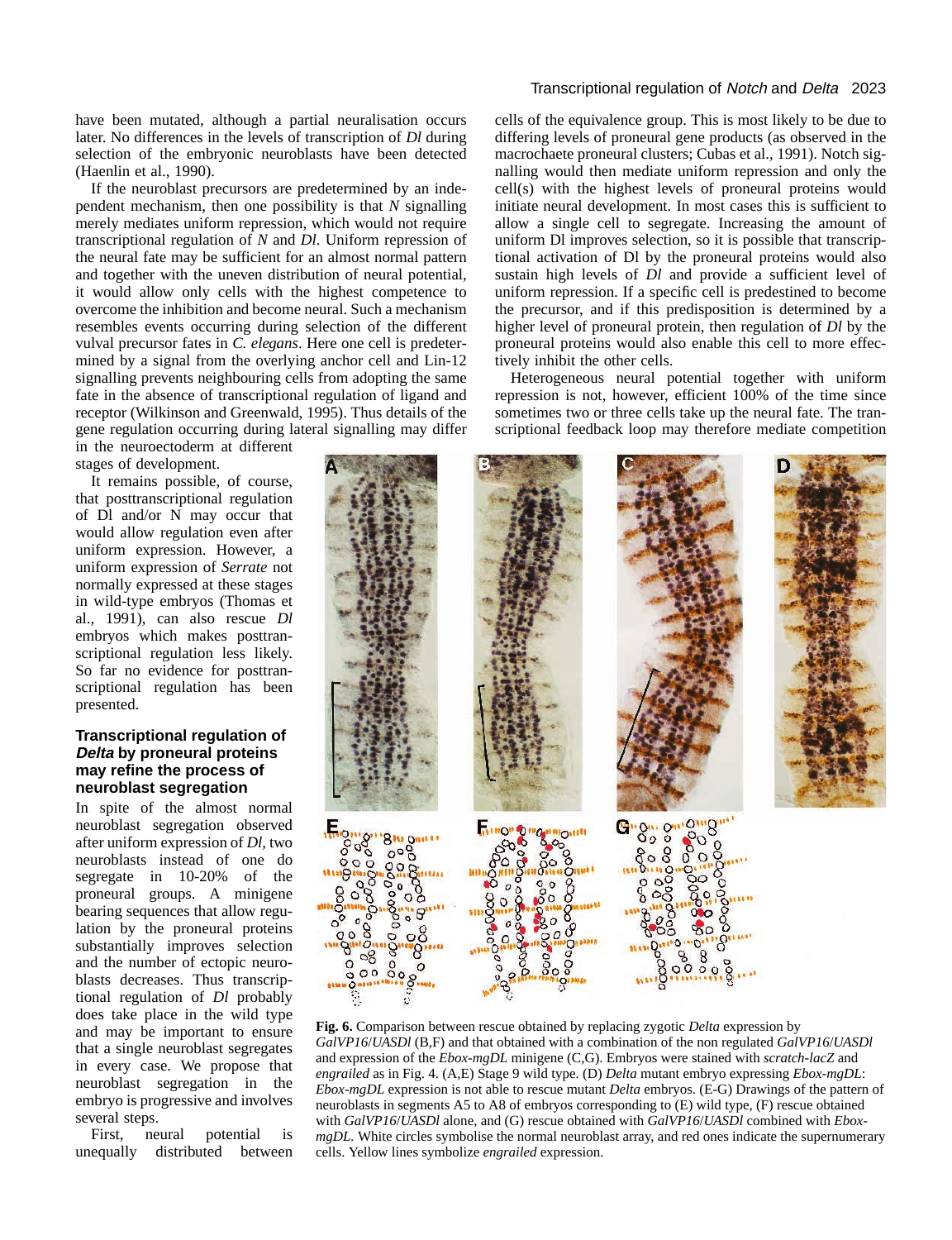have been mutated, although a partial neuralisation occurs later. No differences in the levels of transcription of *Dl* during selection of the embryonic neuroblasts have been detected (Haenlin et al., 1990).

If the neuroblast precursors are predetermined by an independent mechanism, then one possibility is that *N* signalling merely mediates uniform repression, which would not require transcriptional regulation of *N* and *Dl*. Uniform repression of the neural fate may be sufficient for an almost normal pattern and together with the uneven distribution of neural potential, it would allow only cells with the highest competence to overcome the inhibition and become neural. Such a mechanism resembles events occurring during selection of the different vulval precursor fates in *C. elegans*. Here one cell is predetermined by a signal from the overlying anchor cell and Lin-12 signalling prevents neighbouring cells from adopting the same fate in the absence of transcriptional regulation of ligand and receptor (Wilkinson and Greenwald, 1995). Thus details of the gene regulation occurring during lateral signalling may differ in the neuroectoderm at different stages of development.

It remains possible, of course, that posttranscriptional regulation of Dl and/or N may occur that would allow regulation even after uniform expression. However, a uniform expression of *Serrate* not normally expressed at these stages in wild-type embryos (Thomas et al., 1991), can also rescue *Dl* embryos which makes posttranscriptional regulation less likely. So far no evidence for posttranscriptional regulation has been presented.

## Transcriptional regulation of *Delta* by proneural proteins may refine the process of neuroblast segregation

In spite of the almost normal neuroblast segregation observed after uniform expression of *Dl*, two neuroblasts instead of one do segregate in 10-20% of the proneural groups. A minigene bearing sequences that allow regulation by the proneural proteins substantially improves selection and the number of ectopic neuroblasts decreases. Thus transcriptional regulation of *Dl* probably does take place in the wild type and may be important to ensure that a single neuroblast segregates in every case. We propose that neuroblast segregation in the embryo is progressive and involves several steps.

First, neural potential is unequally distributed between cells of the equivalence group. This is most likely to be due to differing levels of proneural gene products (as observed in the macrochaete proneural clusters; Cubas et al., 1991). Notch signalling would then mediate uniform repression and only the cell(s) with the highest levels of proneural proteins would initiate neural development. In most cases this is sufficient to allow a single cell to segregate. Increasing the amount of uniform Dl improves selection, so it is possible that transcriptional activation of Dl by the proneural proteins would also sustain high levels of *Dl* and provide a sufficient level of uniform repression. If a specific cell is predestined to become the precursor, and if this predisposition is determined by a higher level of proneural protein, then regulation of *Dl* by the proneural proteins would also enable this cell to more effectively inhibit the other cells.

Heterogeneous neural potential together with uniform repression is not, however, efficient 100% of the time since sometimes two or three cells take up the neural fate. The transcriptional feedback loop may therefore mediate competition

**Fig. 6.** Comparison between rescue obtained by replacing zygotic *Delta* expression by *GalVP16*/*UASDl* (B,F) and that obtained with a combination of the non regulated *GalVP16*/*UASDl* and expression of the *Ebox-mgDL* minigene (C,G). Embryos were stained with *scratch-lacZ* and *engrailed* as in Fig. 4. (A,E) Stage 9 wild type. (D) *Delta* mutant embryo expressing *Ebox-mgDL*: *Ebox-mgDL* expression is not able to rescue mutant *Delta* embryos. (E-G) Drawings of the pattern of neuroblasts in segments A5 to A8 of embryos corresponding to (E) wild type, (F) rescue obtained with *GalVP16*/*UASDl* alone, and (G) rescue obtained with *GalVP16*/*UASDl* combined with *Ebox-mgDL*. White circles symbolise the normal neuroblast array, and red ones indicate the supernumerary cells. Yellow lines symbolize *engrailed* expression.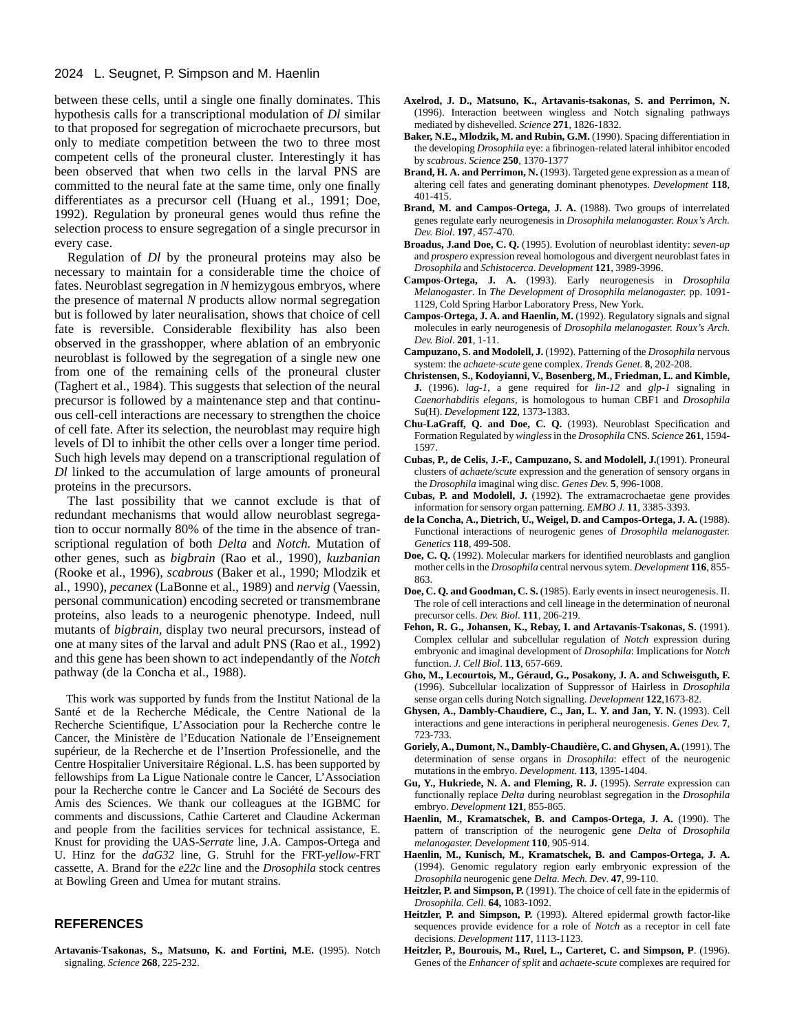between these cells, until a single one finally dominates. This hypothesis calls for a transcriptional modulation of *Dl* similar to that proposed for segregation of microchaete precursors, but only to mediate competition between the two to three most competent cells of the proneural cluster. Interestingly it has been observed that when two cells in the larval PNS are committed to the neural fate at the same time, only one finally differentiates as a precursor cell (Huang et al., 1991; Doe, 1992). Regulation by proneural genes would thus refine the selection process to ensure segregation of a single precursor in every case.

Regulation of *Dl* by the proneural proteins may also be necessary to maintain for a considerable time the choice of fates. Neuroblast segregation in *N* hemizygous embryos, where the presence of maternal *N* products allow normal segregation but is followed by later neuralisation, shows that choice of cell fate is reversible. Considerable flexibility has also been observed in the grasshopper, where ablation of an embryonic neuroblast is followed by the segregation of a single new one from one of the remaining cells of the proneural cluster (Taghert et al., 1984). This suggests that selection of the neural precursor is followed by a maintenance step and that continuous cell-cell interactions are necessary to strengthen the choice of cell fate. After its selection, the neuroblast may require high levels of Dl to inhibit the other cells over a longer time period. Such high levels may depend on a transcriptional regulation of *Dl* linked to the accumulation of large amounts of proneural proteins in the precursors.

The last possibility that we cannot exclude is that of redundant mechanisms that would allow neuroblast segregation to occur normally 80% of the time in the absence of transcriptional regulation of both *Delta* and *Notch.* Mutation of other genes, such as *bigbrain* (Rao et al., 1990), *kuzbanian* (Rooke et al., 1996), *scabrous* (Baker et al., 1990; Mlodzik et al., 1990), *pecanex* (LaBonne et al., 1989) and *nervig* (Vaessin, personal communication) encoding secreted or transmembrane proteins, also leads to a neurogenic phenotype. Indeed, null mutants of *bigbrain*, display two neural precursors, instead of one at many sites of the larval and adult PNS (Rao et al., 1992) and this gene has been shown to act independantly of the *Notch* pathway (de la Concha et al., 1988).

This work was supported by funds from the Institut National de la Santé et de la Recherche Médicale, the Centre National de la Recherche Scientifique, L'Association pour la Recherche contre le Cancer, the Ministère de l'Education Nationale de l'Enseignement supérieur, de la Recherche et de l'Insertion Professionelle, and the Centre Hospitalier Universitaire Régional. L.S. has been supported by fellowships from La Ligue Nationale contre le Cancer, L'Association pour la Recherche contre le Cancer and La Société de Secours des Amis des Sciences. We thank our colleagues at the IGBMC for comments and discussions, Cathie Carteret and Claudine Ackerman and people from the facilities services for technical assistance, E. Knust for providing the UAS-*Serrate* line, J.A. Campos-Ortega and U. Hinz for the *daG32* line, G. Struhl for the FRT-*yellow*-FRT cassette, A. Brand for the *e22c* line and the *Drosophila* stock centres at Bowling Green and Umea for mutant strains.

## REFERENCES

**Artavanis-Tsakonas, S., Matsuno, K. and Fortini, M.E.** (1995). Notch signaling. *Science* **268**, 225-232.

**Axelrod, J. D., Matsuno, K., Artavanis-tsakonas, S. and Perrimon, N.** (1996). Interaction beetween wingless and Notch signaling pathways mediated by dishevelled. *Science* **271**, 1826-1832.

**Baker, N.E., Mlodzik, M. and Rubin, G.M.** (1990). Spacing differentiation in the developing *Drosophila* eye: a fibrinogen-related lateral inhibitor encoded by *scabrous*. *Science* **250**, 1370-1377

**Brand, H. A. and Perrimon, N.** (1993). Targeted gene expression as a mean of altering cell fates and generating dominant phenotypes. *Development* **118**, 401-415.

**Brand, M. and Campos-Ortega, J. A.** (1988). Two groups of interrelated genes regulate early neurogenesis in *Drosophila melanogaster. Roux's Arch. Dev. Biol*. **197**, 457-470.

**Broadus, J.and Doe, C. Q.** (1995). Evolution of neuroblast identity: *seven-up* and *prospero* expression reveal homologous and divergent neuroblast fates in *Drosophila* and *Schistocerca*. *Development* **121**, 3989-3996.

**Campos-Ortega, J. A.** (1993). Early neurogenesis in *Drosophila Melanogaster*. In *The Development of Drosophila melanogaster.* pp. 1091-1129, Cold Spring Harbor Laboratory Press, New York.

**Campos-Ortega, J. A. and Haenlin, M.** (1992). Regulatory signals and signal molecules in early neurogenesis of *Drosophila melanogaster. Roux's Arch. Dev. Biol*. **201**, 1-11.

**Campuzano, S. and Modolell, J.** (1992). Patterning of the *Drosophila* nervous system: the *achaete-scute* gene complex. *Trends Genet.* **8**, 202-208.

**Christensen, S., Kodoyianni, V., Bosenberg, M., Friedman, L. and Kimble, J.** (1996). *lag-1*, a gene required for *lin-12* and *glp-1* signaling in *Caenorhabditis elegans*, is homologous to human CBF1 and *Drosophila* Su(H). *Development* **122**, 1373-1383.

**Chu-LaGraff, Q. and Doe, C. Q.** (1993). Neuroblast Specification and Formation Regulated by *wingless* in the *Drosophila* CNS. *Science* **261**, 1594-1597.

**Cubas, P., de Celis, J.-F., Campuzano, S. and Modolell, J.**(1991). Proneural clusters of *achaete/scute* expression and the generation of sensory organs in the *Drosophila* imaginal wing disc. *Genes Dev.* **5**, 996-1008.

**Cubas, P. and Modolell, J.** (1992). The extramacrochaetae gene provides information for sensory organ patterning. *EMBO J.* **11**, 3385-3393.

**de la Concha, A., Dietrich, U., Weigel, D. and Campos-Ortega, J. A.** (1988). Functional interactions of neurogenic genes of *Drosophila melanogaster. Genetics* **118**, 499-508.

**Doe, C. Q.** (1992). Molecular markers for identified neuroblasts and ganglion mother cells in the *Drosophila* central nervous sytem. *Development* **116**, 855-863.

**Doe, C. Q. and Goodman, C. S.** (1985). Early events in insect neurogenesis. II. The role of cell interactions and cell lineage in the determination of neuronal precursor cells. *Dev. Biol.* **111**, 206-219.

**Fehon, R. G., Johansen, K., Rebay, I. and Artavanis-Tsakonas, S.** (1991). Complex cellular and subcellular regulation of *Notch* expression during embryonic and imaginal development of *Drosophila*: Implications for *Notch* function. *J. Cell Biol*. **113**, 657-669.

**Gho, M., Lecourtois, M., Géraud, G., Posakony, J. A. and Schweisguth, F.** (1996). Subcellular localization of Suppressor of Hairless in *Drosophila* sense organ cells during Notch signalling. *Development* **122**,1673-82.

**Ghysen, A., Dambly-Chaudiere, C., Jan, L. Y. and Jan, Y. N.** (1993). Cell interactions and gene interactions in peripheral neurogenesis. *Genes Dev.* **7**, 723-733.

**Goriely, A., Dumont, N., Dambly-Chaudière, C. and Ghysen, A.** (1991). The determination of sense organs in *Drosophila*: effect of the neurogenic mutations in the embryo. *Development.* **113**, 1395-1404.

**Gu, Y., Hukriede, N. A. and Fleming, R. J.** (1995). *Serrate* expression can functionally replace *Delta* during neuroblast segregation in the *Drosophila* embryo. *Development* **121**, 855-865.

**Haenlin, M., Kramatschek, B. and Campos-Ortega, J. A.** (1990). The pattern of transcription of the neurogenic gene *Delta* of *Drosophila melanogaster. Development* **110**, 905-914.

**Haenlin, M., Kunisch, M., Kramatschek, B. and Campos-Ortega, J. A.** (1994). Genomic regulatory region early embryonic expression of the *Drosophila* neurogenic gene *Delta. Mech. Dev*. **47**, 99-110.

**Heitzler, P. and Simpson, P.** (1991). The choice of cell fate in the epidermis of *Drosophila. Cell*. **64,** 1083-1092.

**Heitzler, P. and Simpson, P.** (1993). Altered epidermal growth factor-like sequences provide evidence for a role of *Notch* as a receptor in cell fate decisions. *Development* **117**, 1113-1123.

**Heitzler, P., Bourouis, M., Ruel, L., Carteret, C. and Simpson, P**. (1996). Genes of the *Enhancer of split* and *achaete-scute* complexes are required for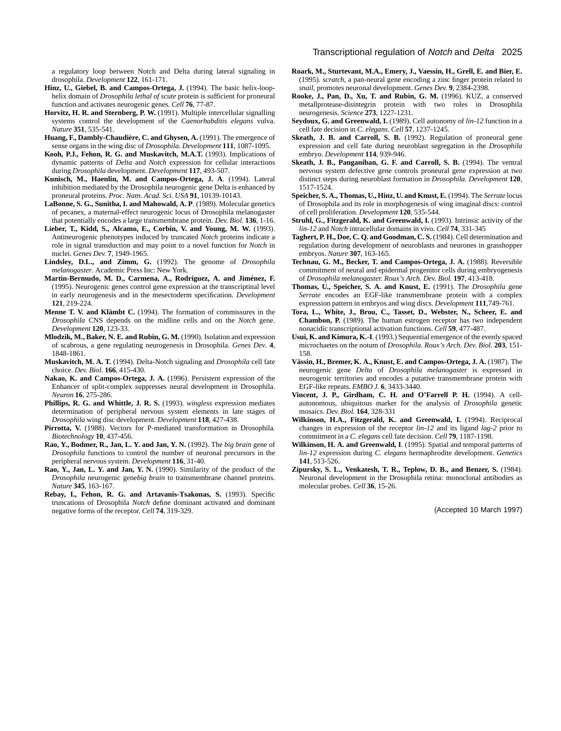a regulatory loop between Notch and Delta during lateral signaling in drosophila. *Development* **122**, 161-171.

**Hinz, U., Giebel, B. and Campos-Ortega, J.** (1994). The basic helix-loop-helix domain of *Drosophila lethal of scute* protein is sufficient for proneural function and activates neurogenic genes. *Cell* **76**, 77-87.

**Horvitz, H. R. and Sternberg, P. W.** (1991). Multiple intercellular signalling systems control the development of the *Caenorhabditis elegans* vulva. *Nature* **351**, 535-541.

**Huang, F., Dambly-Chaudière, C. and Ghysen, A.** (1991). The emergence of sense organs in the wing disc of *Drosophila. Development* **111**, 1087-1095.

**Kooh, P.J., Fehon, R. G. and Muskavitch, M.A.T.** (1993). Implications of dynamic patterns of *Delta* and *Notch* expression for cellular interactions during *Drosophila* development. *Development* **117**, 493-507.

**Kunisch, M., Haenlin, M. and Campos-Ortega, J. A**. (1994). Lateral inhibition mediated by the Drosophila neurogenic gene Delta is enhanced by proneural proteins. *Proc. Natn. Acad. Sci. USA* **91**, 10139-10143.

**LaBonne, S. G., Sunitha, I. and Mahowald, A. P**. (1989). Molecular genetics of pecanex, a maternal-effect neurogenic locus of Drosophila melanogaster that potentially encodes a large transmembrane protein. *Dev. Biol*. **136**, 1-16.

**Lieber, T., Kidd, S., Alcamo, E., Corbin, V. and Young, M. W.** (1993). Antineurogenic phenotypes induced by truncated *Notch* proteins indicate a role in signal transduction and may point to a novel function for *Notch* in nuclei. *Genes Dev.* **7**, 1949-1965.

**Lindsley, D.L., and Zimm, G.** (1992). The genome of *Drosophila melanogaster*. Academic Press Inc: New York.

**Martin-Bermudo, M. D., Carmena, A., Rodriguez, A. and Jiménez, F.** (1995). Neurogenic genes control gene expression at the transcriptinal level in early neurogenesis and in the mesectoderm specification. *Development* **121**, 219-224.

**Menne T. V. and Klämbt C.** (1994). The formation of commissures in the *Drosophila* CNS depends on the midline cells and on the *Notch* gene. *Development* **120**, 123-33.

**Mlodzik, M., Baker, N. E. and Rubin, G. M.** (1990). Isolation and expression of scabrous, a gene regulating neurogenesis in Drosophila. *Genes Dev*. **4**, 1848-1861.

**Muskavitch, M. A. T.** (1994). Delta-Notch signaling and *Drosophila* cell fate choice. *Dev. Biol.* **166**, 415-430.

**Nakao, K. and Campos-Ortega, J. A.** (1996). Persistent expression of the Enhancer of split-complex suppresses neural development in Drosophila. *Neuron* **16**, 275-286.

**Phillips, R. G. and Whittle, J. R. S.** (1993). *wingless* expression mediates determination of peripheral nervous system elements in late stages of *Drosophila* wing disc development. *Development* **118**, 427-438.

**Pirrotta, V.** (1988). Vectors for P-mediated transformation in Drosophila. *Biotechnology* **10**, 437-456.

**Rao, Y., Bodmer, R., Jan, L. Y. and Jan, Y. N.** (1992). The *big brain* gene of *Drosophila* functions to control the number of neuronal precursors in the peripheral nervous system. *Development* **116**, 31-40.

**Rao, Y., Jan, L. Y. and Jan, Y. N.** (1990). Similarity of the product of the *Drosophila* neurogenic gene*big brain* to transmembrane channel proteins. *Nature* **345**, 163-167.

**Rebay, I., Fehon, R. G. and Artavanis-Tsakonas, S.** (1993). Specific truncations of Drosophila *Notch* define dominant activated and dominant negative forms of the receptor. *Cell* **74**, 319-329.

**Roark, M., Sturtevant, M.A., Emery, J., Vaessin, H., Grell, E. and Bier, E.** (1995). *scratch*, a pan-neural gene encoding a zinc finger protein related to *snail*, promotes neuronal development. *Genes Dev.* **9**, 2384-2398.

**Rooke, J., Pan, D., Xu, T. and Rubin, G. M.** (1996). KUZ, a conserved metallprotease-disintegrin protein with two roles in Drosophila neurogenesis. *Science* **273**, 1227-1231.

**Seydoux, G. and Greenwald, I.** (1989). Cell autonomy of *lin-12* function in a cell fate decision in *C. elegans*. *Cell* **57**, 1237-1245.

**Skeath, J. B. and Carroll, S. B.** (1992). Regulation of proneural gene expression and cell fate during neuroblast segregation in the *Drosophila* embryo. *Development* **114**, 939-946.

**Skeath, J. B., Panganiban, G. F. and Carroll, S. B.** (1994). The ventral nervous system defective gene controls proneural gene expression at two distinct steps during neuroblast formation in *Drosophila. Development* **120**, 1517-1524.

**Speicher, S. A., Thomas, U., Hinz, U. and Knust, E.** (1994). The *Serrate* locus of Drosophila and its role in morphogenesis of wing imaginal discs: control of cell proliferation. *Development* **120**, 535-544.

**Struhl, G., Fitzgerald, K. and Greenwald, I.** (1993). Intrinsic activity of the *lin-12* and *Notch* intracellular domains in vivo. *Cell* **74**, 331-345

**Taghert, P. H., Doe, C. Q. and Goodman, C. S.** (1984). Cell determination and regulation during development of neuroblasts and neurones in grasshopper embryos. *Nature* **307**, 163-165.

**Technau, G. M., Becker, T. and Campos-Ortega, J. A.** (1988). Reversible commitment of neural and epidermal progenitor cells during embryogenesis of *Drosophila melanogaster. Roux's Arch. Dev. Biol.* **197**, 413-418.

**Thomas, U., Speicher, S. A. and Knust, E.** (1991). The *Drosophila* gene *Serrate* encodes an EGF-like transmembrane protein with a complex expression pattern in embryos and wing discs. *Development* **111**,749-761.

**Tora, L., White, J., Brou, C., Tasset, D., Webster, N., Scheer, E. and Chambon, P.** (1989). The human estrogen receptor has two independent nonacidic transcriptional activation functions. *Cell* **59**, 477-487.

**Usui, K. and Kimura, K.-I**. (1993.) Sequential emergence of the evenly spaced microchaetes on the notum of *Drosophila*. *Roux's Arch. Dev. Biol.* **203**, 151-158.

**Vässin, H., Bremer, K. A., Knust, E. and Campos-Ortega, J. A.** (1987). The neurogenic gene *Delta* of *Drosophila melanogaster* is expressed in neurogenic territories and encodes a putative transmembrane protein with EGF-like repeats. *EMBO J.* **6**, 3433-3440.

**Vincent, J. P., Girdham, C. H. and O'Farrell P. H.** (1994). A cell-autonomous, ubiquitous marker for the analysis of *Drosophila* genetic mosaics. *Dev. Biol.* **164**, 328-331

**Wilkinson, H.A., Fitzgerald, K. and Greenwald, I.** (1994). Reciprocal changes in expression of the receptor *lin-12* and its ligand *lag-2* prior to commitment in a *C. elegans* cell fate decision. *Cell* **79**, 1187-1198.

**Wilkinson, H. A. and Greenwald, I**. (1995). Spatial and temporal patterns of *lin-12* expression during *C. elegans* hermaphrodite development. *Genetics* **141**, 513-526.

**Zipursky, S. L., Venkatesh, T. R., Teplow, D. B., and Benzer, S.** (1984). Neuronal development in the Drosophila retina: monoclonal antibodies as molecular probes. *Cell* **36**, 15-26.

(Accepted 10 March 1997)